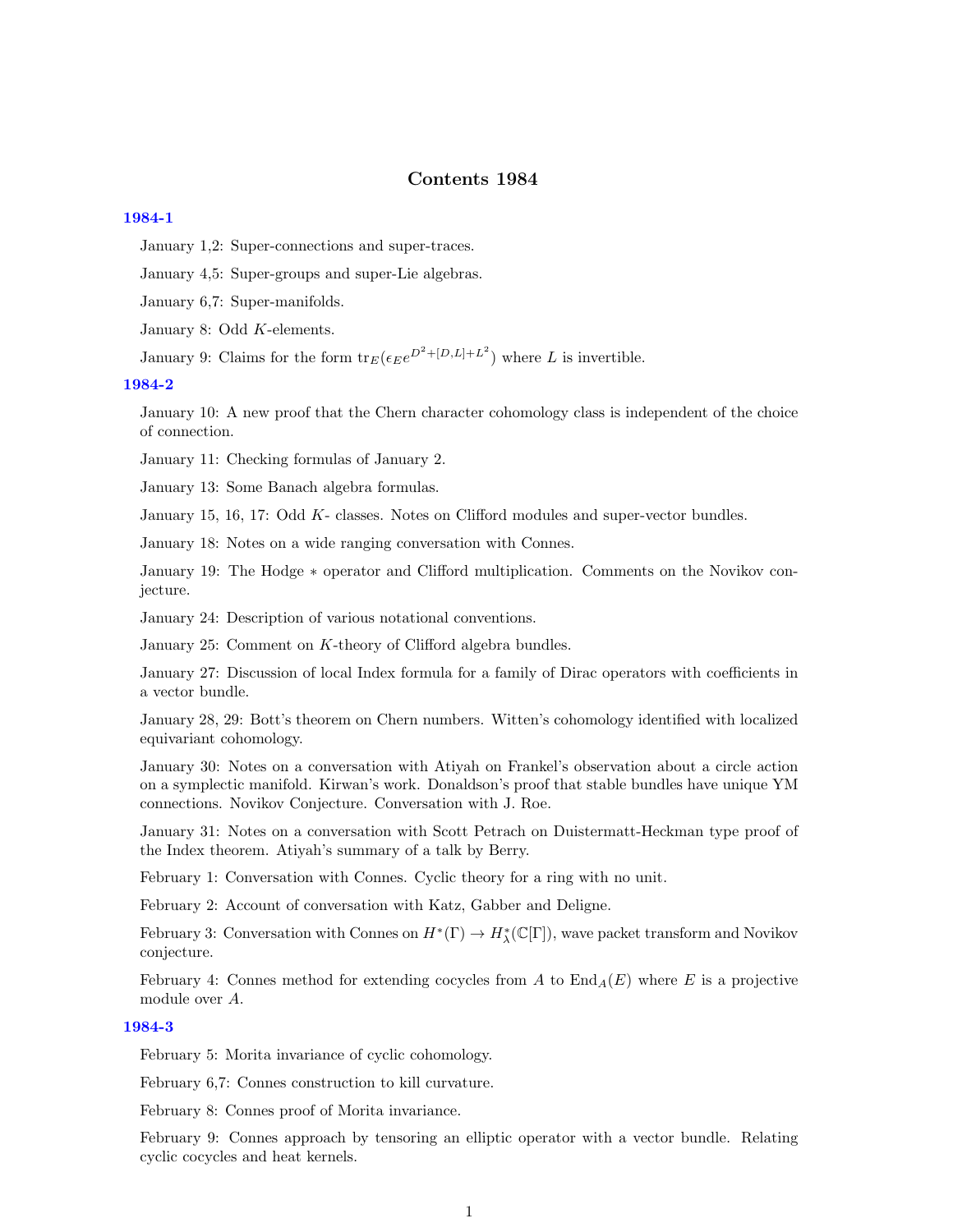# Contents 1984

## 1984-1

January 1,2: Super-connections and super-traces.

January 4,5: Super-groups and super-Lie algebras.

January 6,7: Super-manifolds.

January 8: Odd $K$-elements.

January 9: Claims for the form $\mathrm{tr}_E(\epsilon_E e^{D^2+[D,L]+L^2})$ where $L$ is invertible.

## 1984-2

January 10: A new proof that the Chern character cohomology class is independent of the choice of connection.

January 11: Checking formulas of January 2.

January 13: Some Banach algebra formulas.

January 15, 16, 17: Odd $K$- classes. Notes on Clifford modules and super-vector bundles.

January 18: Notes on a wide ranging conversation with Connes.

January 19: The Hodge $*$ operator and Clifford multiplication. Comments on the Novikov conjecture.

January 24: Description of various notational conventions.

January 25: Comment on $K$-theory of Clifford algebra bundles.

January 27: Discussion of local Index formula for a family of Dirac operators with coefficients in a vector bundle.

January 28, 29: Bott's theorem on Chern numbers. Witten's cohomology identified with localized equivariant cohomology.

January 30: Notes on a conversation with Atiyah on Frankel's observation about a circle action on a symplectic manifold. Kirwan's work. Donaldson's proof that stable bundles have unique YM connections. Novikov Conjecture. Conversation with J. Roe.

January 31: Notes on a conversation with Scott Petrach on Duistermatt-Heckman type proof of the Index theorem. Atiyah's summary of a talk by Berry.

February 1: Conversation with Connes. Cyclic theory for a ring with no unit.

February 2: Account of conversation with Katz, Gabber and Deligne.

February 3: Conversation with Connes on $H^*(\Gamma) \to H^*_\lambda(\mathbb{C}[\Gamma])$, wave packet transform and Novikov conjecture.

February 4: Connes method for extending cocycles from $A$ to $\mathrm{End}_A(E)$ where $E$ is a projective module over $A$.

## 1984-3

February 5: Morita invariance of cyclic cohomology.

February 6,7: Connes construction to kill curvature.

February 8: Connes proof of Morita invariance.

February 9: Connes approach by tensoring an elliptic operator with a vector bundle. Relating cyclic cocycles and heat kernels.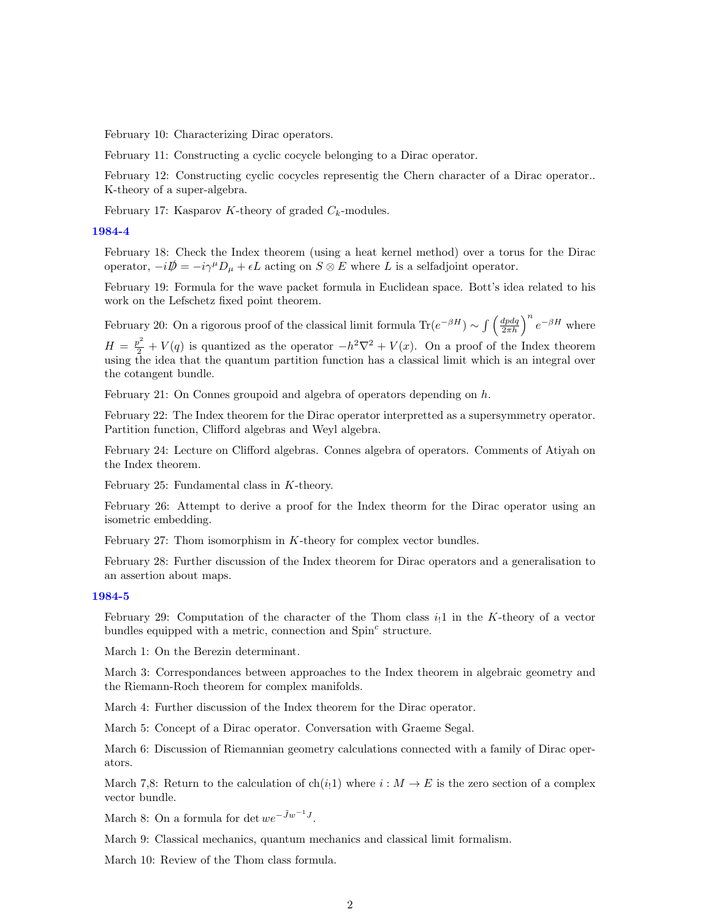February 10: Characterizing Dirac operators.

February 11: Constructing a cyclic cocycle belonging to a Dirac operator.

February 12: Constructing cyclic cocycles representig the Chern character of a Dirac operator.. K-theory of a super-algebra.

February 17: Kasparov $K$-theory of graded $C_k$-modules.

## 1984-4

February 18: Check the Index theorem (using a heat kernel method) over a torus for the Dirac operator, $-i\not{D} = -i\gamma^\mu D_\mu + \epsilon L$ acting on $S \otimes E$ where $L$ is a selfadjoint operator.

February 19: Formula for the wave packet formula in Euclidean space. Bott's idea related to his work on the Lefschetz fixed point theorem.

February 20: On a rigorous proof of the classical limit formula $\mathrm{Tr}(e^{-\beta H}) \sim \int \left(\frac{dpdq}{2\pi h}\right)^n e^{-\beta H}$ where $H = \frac{p^2}{2} + V(q)$ is quantized as the operator $-h^2\nabla^2 + V(x)$. On a proof of the Index theorem using the idea that the quantum partition function has a classical limit which is an integral over the cotangent bundle.

February 21: On Connes groupoid and algebra of operators depending on $h$.

February 22: The Index theorem for the Dirac operator interpretted as a supersymmetry operator. Partition function, Clifford algebras and Weyl algebra.

February 24: Lecture on Clifford algebras. Connes algebra of operators. Comments of Atiyah on the Index theorem.

February 25: Fundamental class in $K$-theory.

February 26: Attempt to derive a proof for the Index theorm for the Dirac operator using an isometric embedding.

February 27: Thom isomorphism in $K$-theory for complex vector bundles.

February 28: Further discussion of the Index theorem for Dirac operators and a generalisation to an assertion about maps.

## 1984-5

February 29: Computation of the character of the Thom class $i_!1$ in the $K$-theory of a vector bundles equipped with a metric, connection and $\mathrm{Spin}^c$ structure.

March 1: On the Berezin determinant.

March 3: Correspondances between approaches to the Index theorem in algebraic geometry and the Riemann-Roch theorem for complex manifolds.

March 4: Further discussion of the Index theorem for the Dirac operator.

March 5: Concept of a Dirac operator. Conversation with Graeme Segal.

March 6: Discussion of Riemannian geometry calculations connected with a family of Dirac operators.

March 7,8: Return to the calculation of $\mathrm{ch}(i_!1)$ where $i : M \to E$ is the zero section of a complex vector bundle.

March 8: On a formula for $\det we^{-\bar{J}w^{-1}J}$.

March 9: Classical mechanics, quantum mechanics and classical limit formalism.

March 10: Review of the Thom class formula.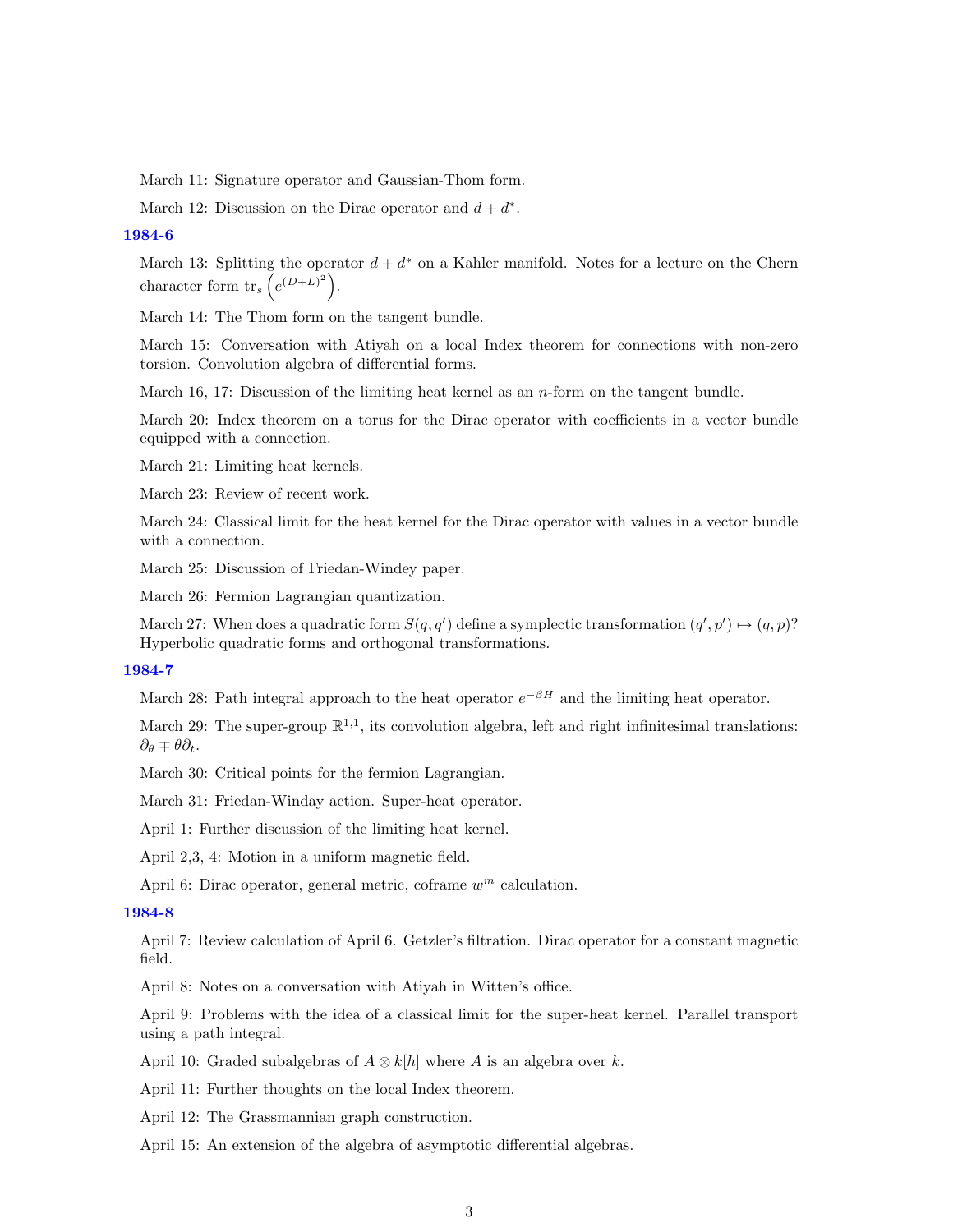March 11: Signature operator and Gaussian-Thom form.

March 12: Discussion on the Dirac operator and $d + d^*$.

## 1984-6

March 13: Splitting the operator $d + d^*$ on a Kahler manifold. Notes for a lecture on the Chern character form $\mathrm{tr}_s\left(e^{(D+L)^2}\right)$.

March 14: The Thom form on the tangent bundle.

March 15: Conversation with Atiyah on a local Index theorem for connections with non-zero torsion. Convolution algebra of differential forms.

March 16, 17: Discussion of the limiting heat kernel as an $n$-form on the tangent bundle.

March 20: Index theorem on a torus for the Dirac operator with coefficients in a vector bundle equipped with a connection.

March 21: Limiting heat kernels.

March 23: Review of recent work.

March 24: Classical limit for the heat kernel for the Dirac operator with values in a vector bundle with a connection.

March 25: Discussion of Friedan-Windey paper.

March 26: Fermion Lagrangian quantization.

March 27: When does a quadratic form $S(q, q')$ define a symplectic transformation $(q', p') \mapsto (q, p)$? Hyperbolic quadratic forms and orthogonal transformations.

## 1984-7

March 28: Path integral approach to the heat operator $e^{-\beta H}$ and the limiting heat operator.

March 29: The super-group $\mathbb{R}^{1,1}$, its convolution algebra, left and right infinitesimal translations: $\partial_\theta \mp \theta\partial_t$.

March 30: Critical points for the fermion Lagrangian.

March 31: Friedan-Winday action. Super-heat operator.

April 1: Further discussion of the limiting heat kernel.

April 2,3, 4: Motion in a uniform magnetic field.

April 6: Dirac operator, general metric, coframe $w^m$ calculation.

## 1984-8

April 7: Review calculation of April 6. Getzler's filtration. Dirac operator for a constant magnetic field.

April 8: Notes on a conversation with Atiyah in Witten's office.

April 9: Problems with the idea of a classical limit for the super-heat kernel. Parallel transport using a path integral.

April 10: Graded subalgebras of $A \otimes k[h]$ where $A$ is an algebra over $k$.

April 11: Further thoughts on the local Index theorem.

April 12: The Grassmannian graph construction.

April 15: An extension of the algebra of asymptotic differential algebras.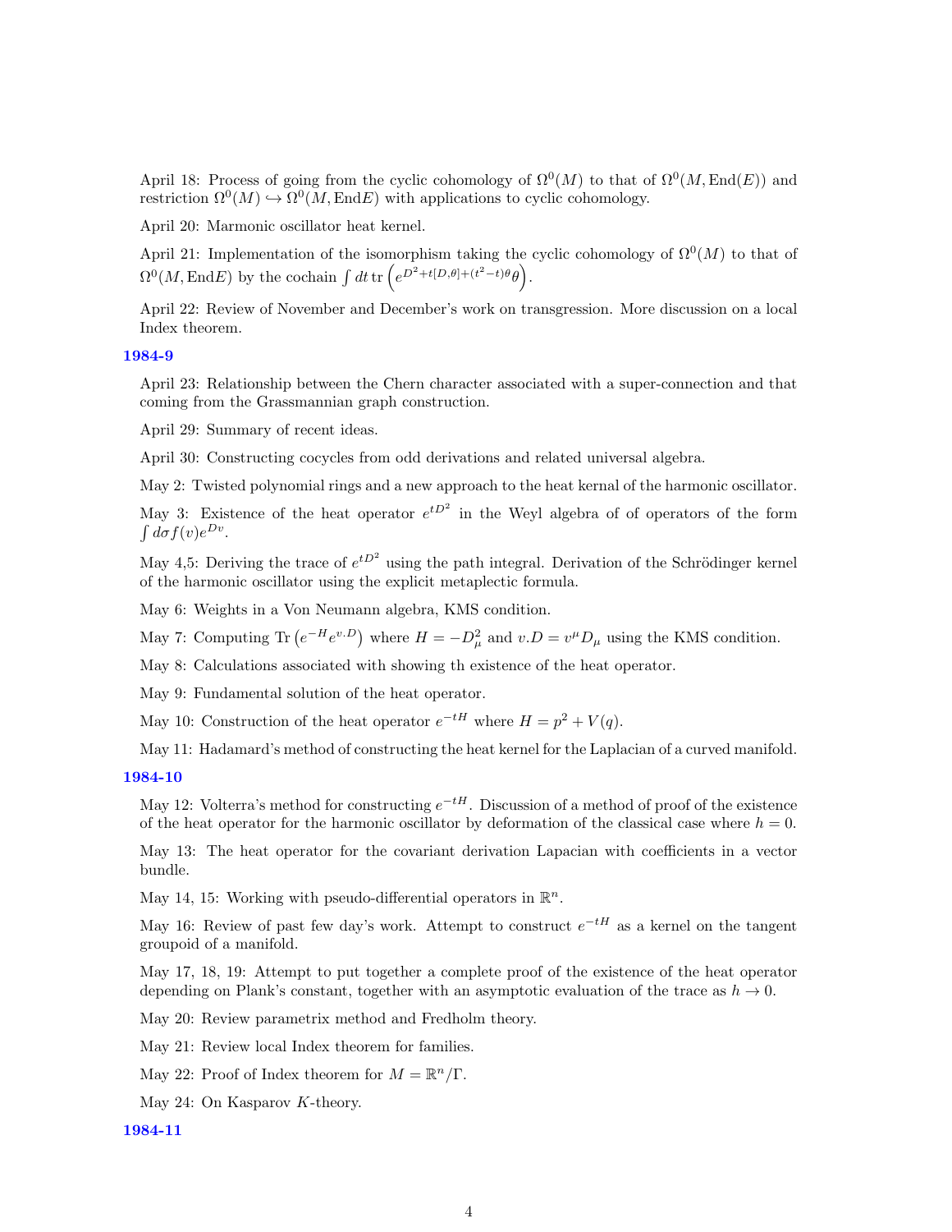April 18: Process of going from the cyclic cohomology of $\Omega^0(M)$ to that of $\Omega^0(M, \mathrm{End}(E))$ and restriction $\Omega^0(M) \hookrightarrow \Omega^0(M, \mathrm{End}E)$ with applications to cyclic cohomology.

April 20: Marmonic oscillator heat kernel.

April 21: Implementation of the isomorphism taking the cyclic cohomology of $\Omega^0(M)$ to that of $\Omega^0(M, \mathrm{End}E)$ by the cochain $\int dt \, \mathrm{tr} \left( e^{D^2 + t[D,\theta] + (t^2 - t)\theta} \theta \right)$.

April 22: Review of November and December's work on transgression. More discussion on a local Index theorem.

## 1984-9

April 23: Relationship between the Chern character associated with a super-connection and that coming from the Grassmannian graph construction.

April 29: Summary of recent ideas.

April 30: Constructing cocycles from odd derivations and related universal algebra.

May 2: Twisted polynomial rings and a new approach to the heat kernal of the harmonic oscillator.

May 3: Existence of the heat operator $e^{tD^2}$ in the Weyl algebra of of operators of the form $\int d\sigma f(v) e^{Dv}$.

May 4,5: Deriving the trace of $e^{tD^2}$ using the path integral. Derivation of the Schrödinger kernel of the harmonic oscillator using the explicit metaplectic formula.

May 6: Weights in a Von Neumann algebra, KMS condition.

May 7: Computing $\mathrm{Tr}\left(e^{-H} e^{v.D}\right)$ where $H = -D_\mu^2$ and $v.D = v^\mu D_\mu$ using the KMS condition.

May 8: Calculations associated with showing th existence of the heat operator.

May 9: Fundamental solution of the heat operator.

May 10: Construction of the heat operator $e^{-tH}$ where $H = p^2 + V(q)$.

May 11: Hadamard's method of constructing the heat kernel for the Laplacian of a curved manifold.

## 1984-10

May 12: Volterra's method for constructing $e^{-tH}$. Discussion of a method of proof of the existence of the heat operator for the harmonic oscillator by deformation of the classical case where $h = 0$.

May 13: The heat operator for the covariant derivation Lapacian with coefficients in a vector bundle.

May 14, 15: Working with pseudo-differential operators in $\mathbb{R}^n$.

May 16: Review of past few day's work. Attempt to construct $e^{-tH}$ as a kernel on the tangent groupoid of a manifold.

May 17, 18, 19: Attempt to put together a complete proof of the existence of the heat operator depending on Plank's constant, together with an asymptotic evaluation of the trace as $h \to 0$.

May 20: Review parametrix method and Fredholm theory.

May 21: Review local Index theorem for families.

May 22: Proof of Index theorem for $M = \mathbb{R}^n/\Gamma$.

May 24: On Kasparov $K$-theory.

## 1984-11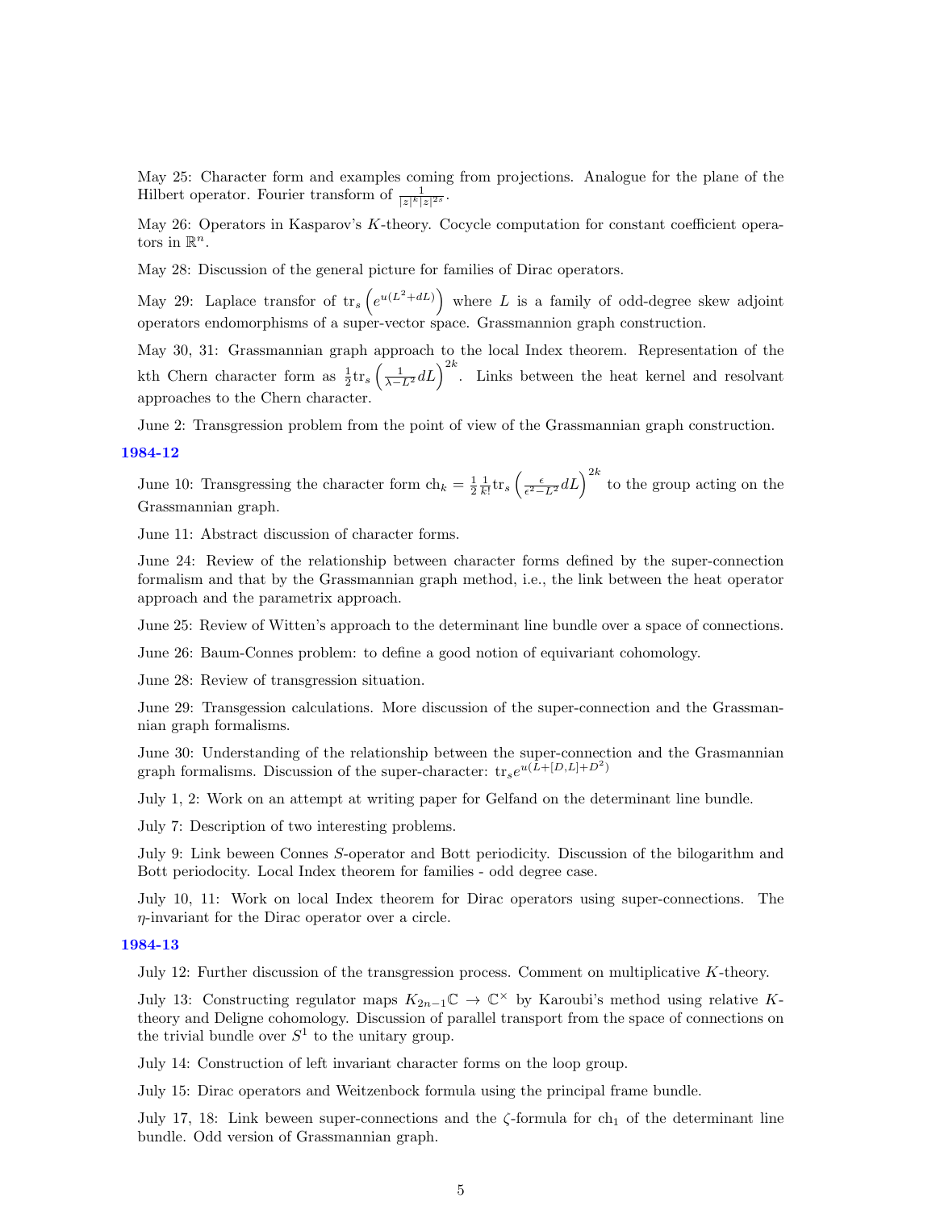May 25: Character form and examples coming from projections. Analogue for the plane of the Hilbert operator. Fourier transform of $\frac{1}{|z|^k|z|^{2s}}$.

May 26: Operators in Kasparov's $K$-theory. Cocycle computation for constant coefficient operators in $\mathbb{R}^n$.

May 28: Discussion of the general picture for families of Dirac operators.

May 29: Laplace transfor of $\mathrm{tr}_s\left(e^{u(L^2+dL)}\right)$ where $L$ is a family of odd-degree skew adjoint operators endomorphisms of a super-vector space. Grassmannion graph construction.

May 30, 31: Grassmannian graph approach to the local Index theorem. Representation of the kth Chern character form as $\frac{1}{2}\mathrm{tr}_s\left(\frac{1}{\lambda-L^2}dL\right)^{2k}$. Links between the heat kernel and resolvant approaches to the Chern character.

June 2: Transgression problem from the point of view of the Grassmannian graph construction.

## 1984-12

June 10: Transgressing the character form $\mathrm{ch}_k = \frac{1}{2}\frac{1}{k!}\mathrm{tr}_s\left(\frac{\epsilon}{\epsilon^2-L^2}dL\right)^{2k}$ to the group acting on the Grassmannian graph.

June 11: Abstract discussion of character forms.

June 24: Review of the relationship between character forms defined by the super-connection formalism and that by the Grassmannian graph method, i.e., the link between the heat operator approach and the parametrix approach.

June 25: Review of Witten's approach to the determinant line bundle over a space of connections.

June 26: Baum-Connes problem: to define a good notion of equivariant cohomology.

June 28: Review of transgression situation.

June 29: Transgession calculations. More discussion of the super-connection and the Grassmannian graph formalisms.

June 30: Understanding of the relationship between the super-connection and the Grasmannian graph formalisms. Discussion of the super-character: $\mathrm{tr}_s e^{u(L+[D,L]+D^2)}$

July 1, 2: Work on an attempt at writing paper for Gelfand on the determinant line bundle.

July 7: Description of two interesting problems.

July 9: Link beween Connes $S$-operator and Bott periodicity. Discussion of the bilogarithm and Bott periodocity. Local Index theorem for families - odd degree case.

July 10, 11: Work on local Index theorem for Dirac operators using super-connections. The $\eta$-invariant for the Dirac operator over a circle.

## 1984-13

July 12: Further discussion of the transgression process. Comment on multiplicative $K$-theory.

July 13: Constructing regulator maps $K_{2n-1}\mathbb{C} \to \mathbb{C}^\times$ by Karoubi's method using relative $K$-theory and Deligne cohomology. Discussion of parallel transport from the space of connections on the trivial bundle over $S^1$ to the unitary group.

July 14: Construction of left invariant character forms on the loop group.

July 15: Dirac operators and Weitzenbock formula using the principal frame bundle.

July 17, 18: Link beween super-connections and the $\zeta$-formula for $\mathrm{ch}_1$ of the determinant line bundle. Odd version of Grassmannian graph.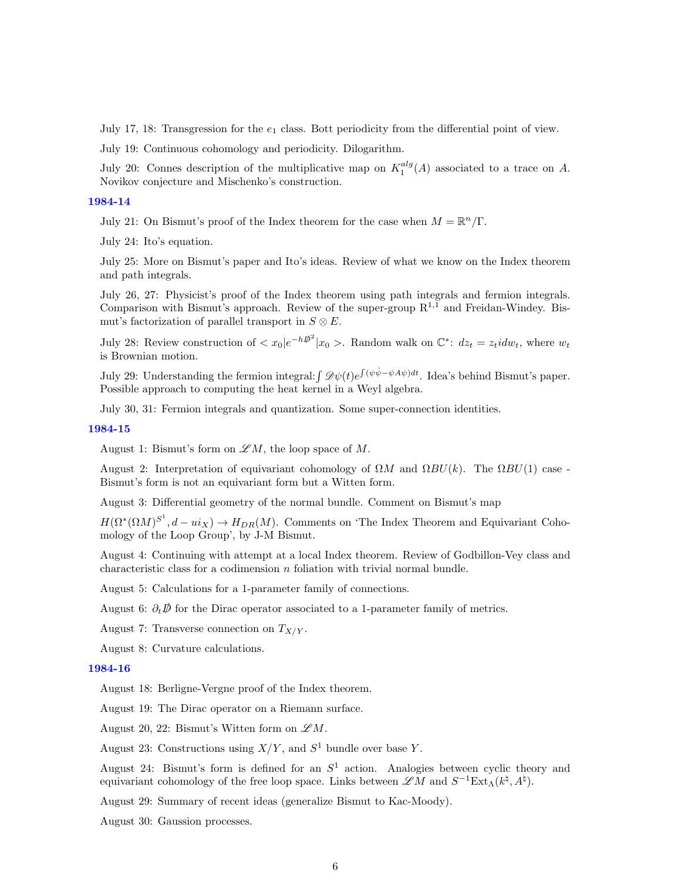July 17, 18: Transgression for the $e_1$ class. Bott periodicity from the differential point of view.

July 19: Continuous cohomology and periodicity. Dilogarithm.

July 20: Connes description of the multiplicative map on $K_1^{alg}(A)$ associated to a trace on $A$. Novikov conjecture and Mischenko's construction.

## 1984-14

July 21: On Bismut's proof of the Index theorem for the case when $M = \mathbb{R}^n/\Gamma$.

July 24: Ito's equation.

July 25: More on Bismut's paper and Ito's ideas. Review of what we know on the Index theorem and path integrals.

July 26, 27: Physicist's proof of the Index theorem using path integrals and fermion integrals. Comparison with Bismut's approach. Review of the super-group $\mathrm{R}^{1,1}$ and Freidan-Windey. Bismut's factorization of parallel transport in $S \otimes E$.

July 28: Review construction of $< x_0 | e^{-h\not{D}^2} | x_0 >$. Random walk on $\mathbb{C}^*$: $dz_t = z_t i dw_t$, where $w_t$ is Brownian motion.

July 29: Understanding the fermion integral: $\int \mathscr{D}\psi(t) e^{\int (\psi\dot{\psi} - \psi A \psi) dt}$. Idea's behind Bismut's paper. Possible approach to computing the heat kernel in a Weyl algebra.

July 30, 31: Fermion integrals and quantization. Some super-connection identities.

## 1984-15

August 1: Bismut's form on $\mathscr{L}M$, the loop space of $M$.

August 2: Interpretation of equivariant cohomology of $\Omega M$ and $\Omega BU(k)$. The $\Omega BU(1)$ case - Bismut's form is not an equivariant form but a Witten form.

August 3: Differential geometry of the normal bundle. Comment on Bismut's map

$H(\Omega^*(\Omega M)^{S^1}, d - ui_X) \to H_{DR}(M)$. Comments on 'The Index Theorem and Equivariant Cohomology of the Loop Group', by J-M Bismut.

August 4: Continuing with attempt at a local Index theorem. Review of Godbillon-Vey class and characteristic class for a codimension $n$ foliation with trivial normal bundle.

August 5: Calculations for a 1-parameter family of connections.

August 6: $\partial_t \not{D}$ for the Dirac operator associated to a 1-parameter family of metrics.

August 7: Transverse connection on $T_{X/Y}$.

August 8: Curvature calculations.

## 1984-16

August 18: Berligne-Vergne proof of the Index theorem.

August 19: The Dirac operator on a Riemann surface.

August 20, 22: Bismut's Witten form on $\mathscr{L}M$.

August 23: Constructions using $X/Y$, and $S^1$ bundle over base $Y$.

August 24: Bismut's form is defined for an $S^1$ action. Analogies between cyclic theory and equivariant cohomology of the free loop space. Links between $\mathscr{L}M$ and $S^{-1}\mathrm{Ext}_\Lambda(k^\natural, A^\natural)$.

August 29: Summary of recent ideas (generalize Bismut to Kac-Moody).

August 30: Gaussion processes.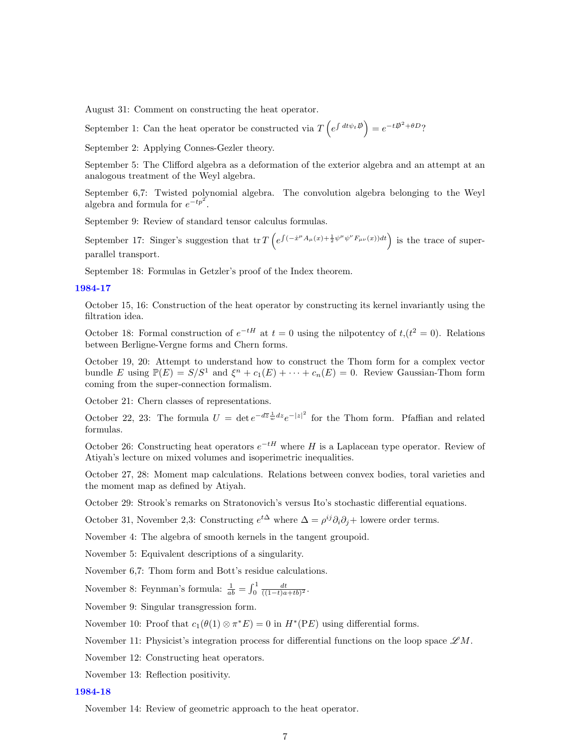August 31: Comment on constructing the heat operator.

September 1: Can the heat operator be constructed via $T\left(e^{\int dt \psi_t \not{D}}\right) = e^{-t\not{D}^2 + \theta D}$?

September 2: Applying Connes-Gezler theory.

September 5: The Clifford algebra as a deformation of the exterior algebra and an attempt at an analogous treatment of the Weyl algebra.

September 6,7: Twisted polynomial algebra. The convolution algebra belonging to the Weyl algebra and formula for $e^{-tp^2}$.

September 9: Review of standard tensor calculus formulas.

September 17: Singer's suggestion that $\operatorname{tr} T\left(e^{\int(-\dot{x}^\mu A_\mu(x) + \frac{1}{2}\psi^\mu\psi^\nu F_{\mu\nu}(x))dt}\right)$ is the trace of super-parallel transport.

September 18: Formulas in Getzler's proof of the Index theorem.

## 1984-17

October 15, 16: Construction of the heat operator by constructing its kernel invariantly using the filtration idea.

October 18: Formal construction of $e^{-tH}$ at $t = 0$ using the nilpotentcy of $t, (t^2 = 0)$. Relations between Berligne-Vergne forms and Chern forms.

October 19, 20: Attempt to understand how to construct the Thom form for a complex vector bundle $E$ using $\mathbb{P}(E) = S/S^1$ and $\xi^n + c_1(E) + \cdots + c_n(E) = 0$. Review Gaussian-Thom form coming from the super-connection formalism.

October 21: Chern classes of representations.

October 22, 23: The formula $U = \det e^{-d\overline{z}\frac{1}{w}dz} e^{-|z|^2}$ for the Thom form. Pfaffian and related formulas.

October 26: Constructing heat operators $e^{-tH}$ where $H$ is a Laplacean type operator. Review of Atiyah's lecture on mixed volumes and isoperimetric inequalities.

October 27, 28: Moment map calculations. Relations between convex bodies, toral varieties and the moment map as defined by Atiyah.

October 29: Strook's remarks on Stratonovich's versus Ito's stochastic differential equations.

October 31, November 2,3: Constructing $e^{t\Delta}$ where $\Delta = \rho^{ij}\partial_i\partial_j +$ lowere order terms.

November 4: The algebra of smooth kernels in the tangent groupoid.

November 5: Equivalent descriptions of a singularity.

November 6,7: Thom form and Bott's residue calculations.

November 8: Feynman's formula: $\frac{1}{ab} = \int_0^1 \frac{dt}{((1-t)a+tb)^2}$.

November 9: Singular transgression form.

November 10: Proof that $c_1(\theta(1) \otimes \pi^* E) = 0$ in $H^*(\mathrm{P}E)$ using differential forms.

November 11: Physicist's integration process for differential functions on the loop space $\mathscr{L}M$.

November 12: Constructing heat operators.

November 13: Reflection positivity.

## 1984-18

November 14: Review of geometric approach to the heat operator.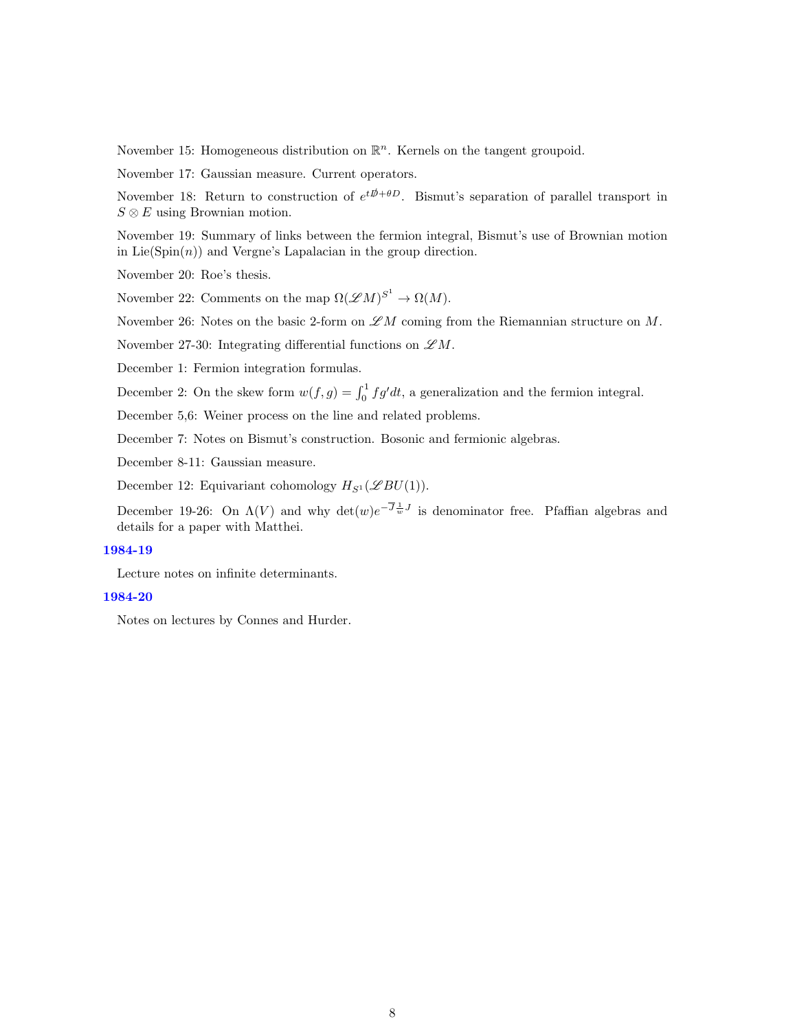November 15: Homogeneous distribution on $\mathbb{R}^n$. Kernels on the tangent groupoid.

November 17: Gaussian measure. Current operators.

November 18: Return to construction of $e^{t\not{D}+\theta D}$. Bismut's separation of parallel transport in $S \otimes E$ using Brownian motion.

November 19: Summary of links between the fermion integral, Bismut's use of Brownian motion in Lie(Spin($n$)) and Vergne's Lapalacian in the group direction.

November 20: Roe's thesis.

November 22: Comments on the map $\Omega(\mathscr{L}M)^{S^1} \to \Omega(M)$.

November 26: Notes on the basic 2-form on $\mathscr{L}M$ coming from the Riemannian structure on $M$.

November 27-30: Integrating differential functions on $\mathscr{L}M$.

December 1: Fermion integration formulas.

December 2: On the skew form $w(f,g) = \int_0^1 fg'dt$, a generalization and the fermion integral.

December 5,6: Weiner process on the line and related problems.

December 7: Notes on Bismut's construction. Bosonic and fermionic algebras.

December 8-11: Gaussian measure.

December 12: Equivariant cohomology $H_{S^1}(\mathscr{L}BU(1))$.

December 19-26: On $\Lambda(V)$ and why $\det(w)e^{-\overline{J}\frac{1}{w}J}$ is denominator free. Pfaffian algebras and details for a paper with Matthei.

**1984-19**

Lecture notes on infinite determinants.

**1984-20**

Notes on lectures by Connes and Hurder.